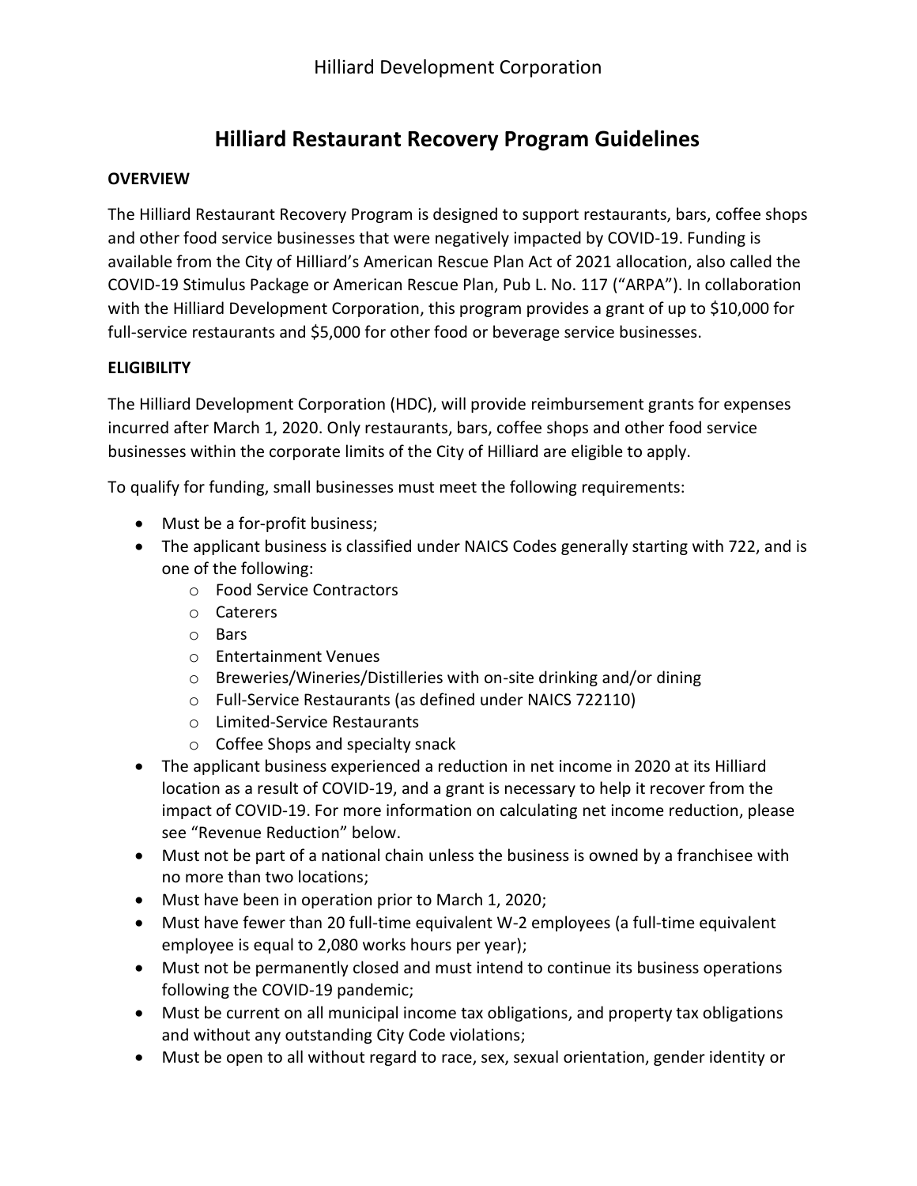Hilliard Development Corporation

# Hilliard Restaurant Recovery Program Guidelines

**OVERVIEW**

The Hilliard Restaurant Recovery Program is designed to support restaurants, bars, coffee shops and other food service businesses that were negatively impacted by COVID-19. Funding is available from the City of Hilliard's American Rescue Plan Act of 2021 allocation, also called the COVID-19 Stimulus Package or American Rescue Plan, Pub L. No. 117 ("ARPA"). In collaboration with the Hilliard Development Corporation, this program provides a grant of up to $10,000 for full-service restaurants and $5,000 for other food or beverage service businesses.

**ELIGIBILITY**

The Hilliard Development Corporation (HDC), will provide reimbursement grants for expenses incurred after March 1, 2020. Only restaurants, bars, coffee shops and other food service businesses within the corporate limits of the City of Hilliard are eligible to apply.

To qualify for funding, small businesses must meet the following requirements:

- Must be a for-profit business;
- The applicant business is classified under NAICS Codes generally starting with 722, and is one of the following:
  - Food Service Contractors
  - Caterers
  - Bars
  - Entertainment Venues
  - Breweries/Wineries/Distilleries with on-site drinking and/or dining
  - Full-Service Restaurants (as defined under NAICS 722110)
  - Limited-Service Restaurants
  - Coffee Shops and specialty snack
- The applicant business experienced a reduction in net income in 2020 at its Hilliard location as a result of COVID-19, and a grant is necessary to help it recover from the impact of COVID-19. For more information on calculating net income reduction, please see "Revenue Reduction" below.
- Must not be part of a national chain unless the business is owned by a franchisee with no more than two locations;
- Must have been in operation prior to March 1, 2020;
- Must have fewer than 20 full-time equivalent W-2 employees (a full-time equivalent employee is equal to 2,080 works hours per year);
- Must not be permanently closed and must intend to continue its business operations following the COVID-19 pandemic;
- Must be current on all municipal income tax obligations, and property tax obligations and without any outstanding City Code violations;
- Must be open to all without regard to race, sex, sexual orientation, gender identity or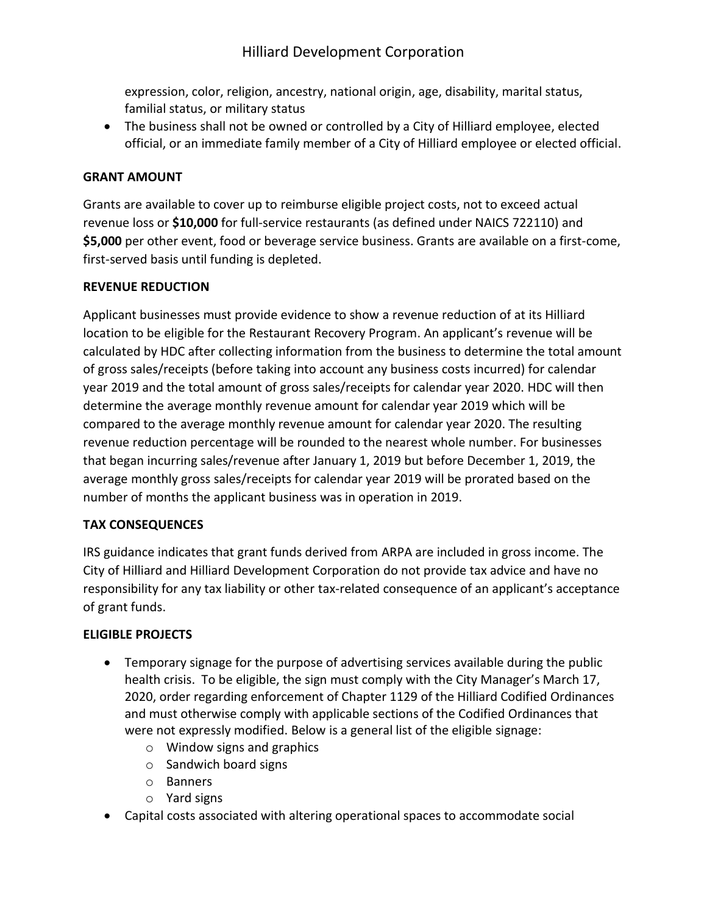expression, color, religion, ancestry, national origin, age, disability, marital status, familial status, or military status

- The business shall not be owned or controlled by a City of Hilliard employee, elected official, or an immediate family member of a City of Hilliard employee or elected official.

**GRANT AMOUNT**

Grants are available to cover up to reimburse eligible project costs, not to exceed actual revenue loss or **$10,000** for full-service restaurants (as defined under NAICS 722110) and **$5,000** per other event, food or beverage service business. Grants are available on a first-come, first-served basis until funding is depleted.

**REVENUE REDUCTION**

Applicant businesses must provide evidence to show a revenue reduction of at its Hilliard location to be eligible for the Restaurant Recovery Program. An applicant's revenue will be calculated by HDC after collecting information from the business to determine the total amount of gross sales/receipts (before taking into account any business costs incurred) for calendar year 2019 and the total amount of gross sales/receipts for calendar year 2020. HDC will then determine the average monthly revenue amount for calendar year 2019 which will be compared to the average monthly revenue amount for calendar year 2020. The resulting revenue reduction percentage will be rounded to the nearest whole number. For businesses that began incurring sales/revenue after January 1, 2019 but before December 1, 2019, the average monthly gross sales/receipts for calendar year 2019 will be prorated based on the number of months the applicant business was in operation in 2019.

**TAX CONSEQUENCES**

IRS guidance indicates that grant funds derived from ARPA are included in gross income. The City of Hilliard and Hilliard Development Corporation do not provide tax advice and have no responsibility for any tax liability or other tax-related consequence of an applicant's acceptance of grant funds.

**ELIGIBLE PROJECTS**

- Temporary signage for the purpose of advertising services available during the public health crisis. To be eligible, the sign must comply with the City Manager's March 17, 2020, order regarding enforcement of Chapter 1129 of the Hilliard Codified Ordinances and must otherwise comply with applicable sections of the Codified Ordinances that were not expressly modified. Below is a general list of the eligible signage:
  - Window signs and graphics
  - Sandwich board signs
  - Banners
  - Yard signs
- Capital costs associated with altering operational spaces to accommodate social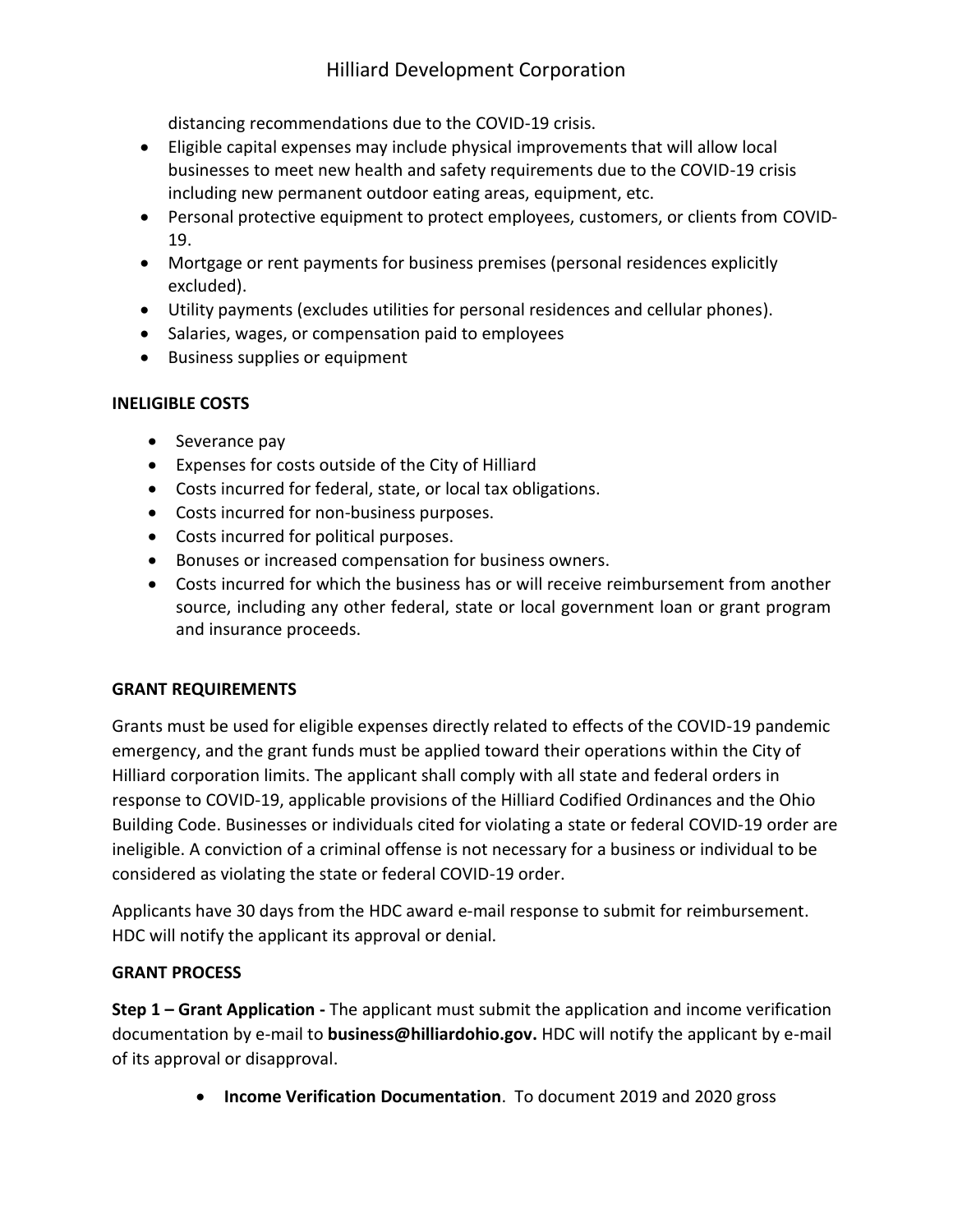distancing recommendations due to the COVID-19 crisis.

- Eligible capital expenses may include physical improvements that will allow local businesses to meet new health and safety requirements due to the COVID-19 crisis including new permanent outdoor eating areas, equipment, etc.
- Personal protective equipment to protect employees, customers, or clients from COVID-19.
- Mortgage or rent payments for business premises (personal residences explicitly excluded).
- Utility payments (excludes utilities for personal residences and cellular phones).
- Salaries, wages, or compensation paid to employees
- Business supplies or equipment

**INELIGIBLE COSTS**

- Severance pay
- Expenses for costs outside of the City of Hilliard
- Costs incurred for federal, state, or local tax obligations.
- Costs incurred for non-business purposes.
- Costs incurred for political purposes.
- Bonuses or increased compensation for business owners.
- Costs incurred for which the business has or will receive reimbursement from another source, including any other federal, state or local government loan or grant program and insurance proceeds.

**GRANT REQUIREMENTS**

Grants must be used for eligible expenses directly related to effects of the COVID-19 pandemic emergency, and the grant funds must be applied toward their operations within the City of Hilliard corporation limits. The applicant shall comply with all state and federal orders in response to COVID-19, applicable provisions of the Hilliard Codified Ordinances and the Ohio Building Code. Businesses or individuals cited for violating a state or federal COVID-19 order are ineligible. A conviction of a criminal offense is not necessary for a business or individual to be considered as violating the state or federal COVID-19 order.

Applicants have 30 days from the HDC award e-mail response to submit for reimbursement. HDC will notify the applicant its approval or denial.

**GRANT PROCESS**

**Step 1 – Grant Application -** The applicant must submit the application and income verification documentation by e-mail to **business@hilliardohio.gov.** HDC will notify the applicant by e-mail of its approval or disapproval.

- **Income Verification Documentation**. To document 2019 and 2020 gross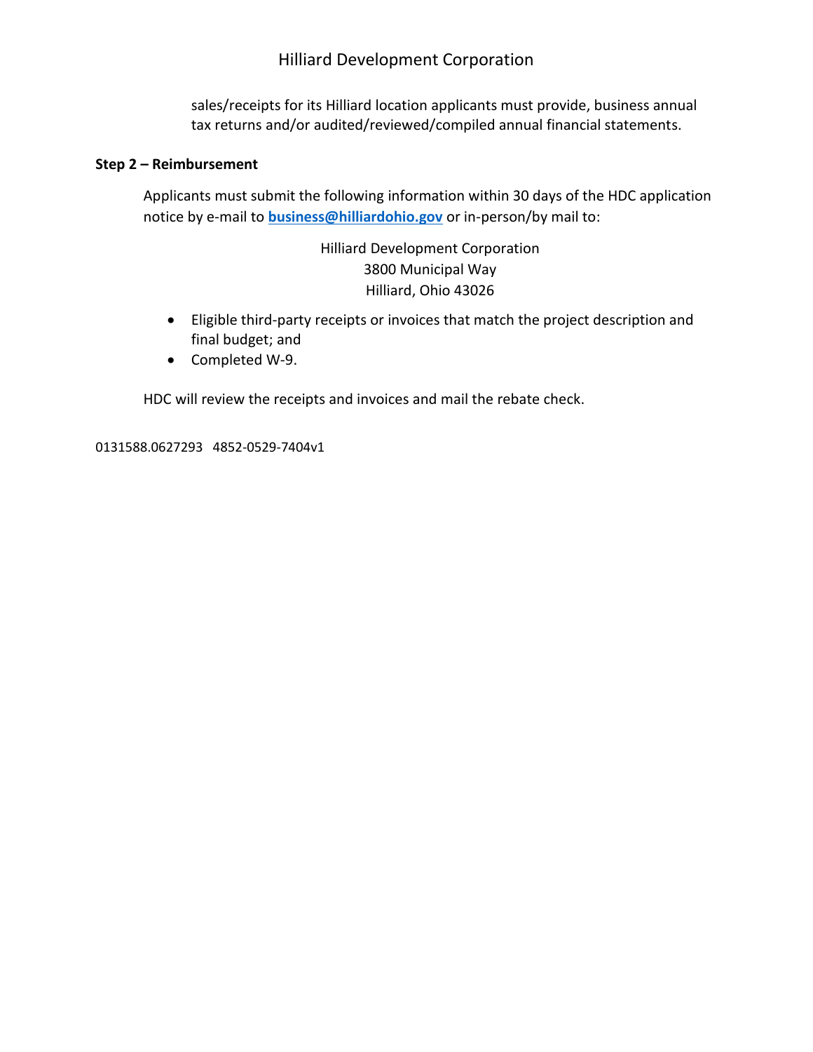sales/receipts for its Hilliard location applicants must provide, business annual tax returns and/or audited/reviewed/compiled annual financial statements.

**Step 2 – Reimbursement**

Applicants must submit the following information within 30 days of the HDC application notice by e-mail to **business@hilliardohio.gov** or in-person/by mail to:

Hilliard Development Corporation
3800 Municipal Way
Hilliard, Ohio 43026

- Eligible third-party receipts or invoices that match the project description and final budget; and
- Completed W-9.

HDC will review the receipts and invoices and mail the rebate check.

0131588.0627293 4852-0529-7404v1